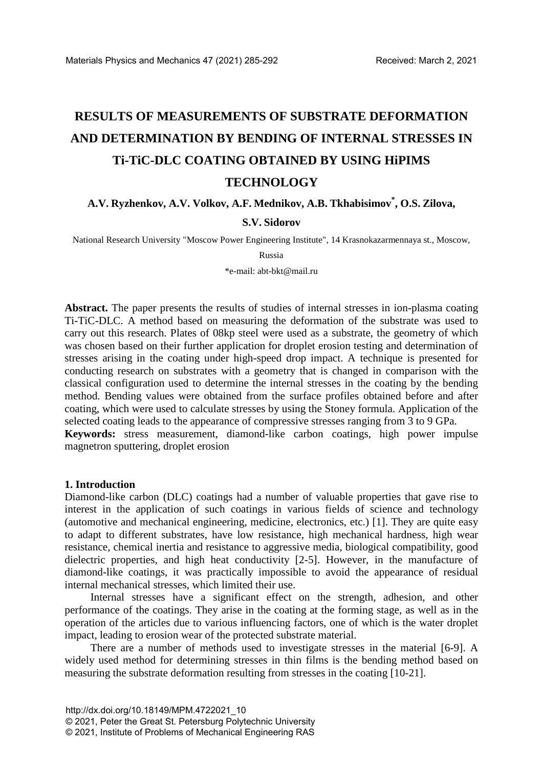# RESULTS OF MEASUREMENTS OF SUBSTRATE DEFORMATION AND DETERMINATION BY BENDING OF INTERNAL STRESSES IN Ti-TiC-DLC COATING OBTAINED BY USING HiPIMS TECHNOLOGY

**A.V. Ryzhenkov, A.V. Volkov, A.F. Mednikov, A.B. Tkhabisimov\*, O.S. Zilova, S.V. Sidorov**

National Research University "Moscow Power Engineering Institute", 14 Krasnokazarmennaya st., Moscow, Russia

\*e-mail: abt-bkt@mail.ru

**Abstract.** The paper presents the results of studies of internal stresses in ion-plasma coating Ti-TiC-DLC. A method based on measuring the deformation of the substrate was used to carry out this research. Plates of 08kp steel were used as a substrate, the geometry of which was chosen based on their further application for droplet erosion testing and determination of stresses arising in the coating under high-speed drop impact. A technique is presented for conducting research on substrates with a geometry that is changed in comparison with the classical configuration used to determine the internal stresses in the coating by the bending method. Bending values were obtained from the surface profiles obtained before and after coating, which were used to calculate stresses by using the Stoney formula. Application of the selected coating leads to the appearance of compressive stresses ranging from 3 to 9 GPa.

**Keywords:** stress measurement, diamond-like carbon coatings, high power impulse magnetron sputtering, droplet erosion

## 1. Introduction

Diamond-like carbon (DLC) coatings had a number of valuable properties that gave rise to interest in the application of such coatings in various fields of science and technology (automotive and mechanical engineering, medicine, electronics, etc.) [1]. They are quite easy to adapt to different substrates, have low resistance, high mechanical hardness, high wear resistance, chemical inertia and resistance to aggressive media, biological compatibility, good dielectric properties, and high heat conductivity [2-5]. However, in the manufacture of diamond-like coatings, it was practically impossible to avoid the appearance of residual internal mechanical stresses, which limited their use.

Internal stresses have a significant effect on the strength, adhesion, and other performance of the coatings. They arise in the coating at the forming stage, as well as in the operation of the articles due to various influencing factors, one of which is the water droplet impact, leading to erosion wear of the protected substrate material.

There are a number of methods used to investigate stresses in the material [6-9]. A widely used method for determining stresses in thin films is the bending method based on measuring the substrate deformation resulting from stresses in the coating [10-21].

http://dx.doi.org/10.18149/MPM.4722021_10

© 2021, Peter the Great St. Petersburg Polytechnic University

© 2021, Institute of Problems of Mechanical Engineering RAS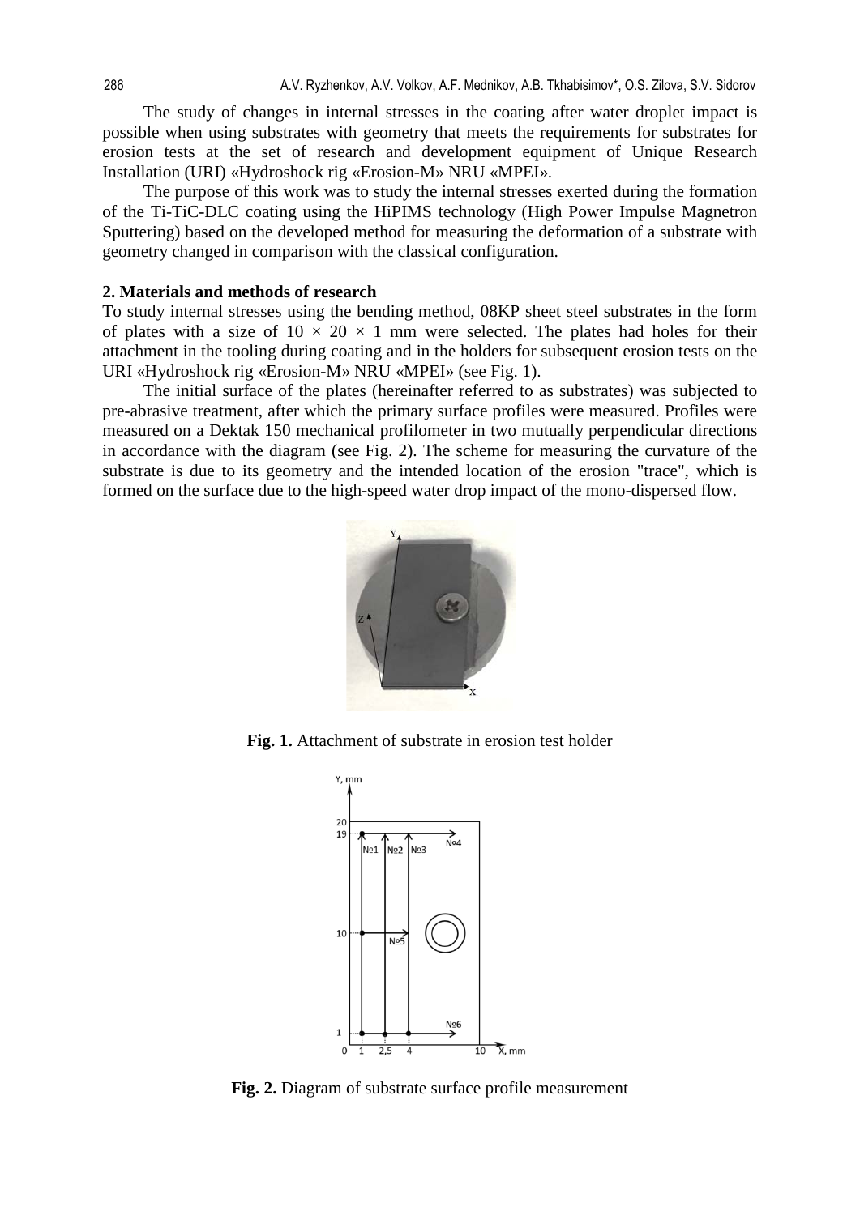The study of changes in internal stresses in the coating after water droplet impact is possible when using substrates with geometry that meets the requirements for substrates for erosion tests at the set of research and development equipment of Unique Research Installation (URI) «Hydroshock rig «Erosion-M» NRU «MPEI».

The purpose of this work was to study the internal stresses exerted during the formation of the Ti-TiC-DLC coating using the HiPIMS technology (High Power Impulse Magnetron Sputtering) based on the developed method for measuring the deformation of a substrate with geometry changed in comparison with the classical configuration.

## 2. Materials and methods of research

To study internal stresses using the bending method, 08KP sheet steel substrates in the form of plates with a size of $10 \times 20 \times 1$ mm were selected. The plates had holes for their attachment in the tooling during coating and in the holders for subsequent erosion tests on the URI «Hydroshock rig «Erosion-M» NRU «MPEI» (see Fig. 1).

The initial surface of the plates (hereinafter referred to as substrates) was subjected to pre-abrasive treatment, after which the primary surface profiles were measured. Profiles were measured on a Dektak 150 mechanical profilometer in two mutually perpendicular directions in accordance with the diagram (see Fig. 2). The scheme for measuring the curvature of the substrate is due to its geometry and the intended location of the erosion "trace", which is formed on the surface due to the high-speed water drop impact of the mono-dispersed flow.

**Fig. 1.** Attachment of substrate in erosion test holder

**Fig. 2.** Diagram of substrate surface profile measurement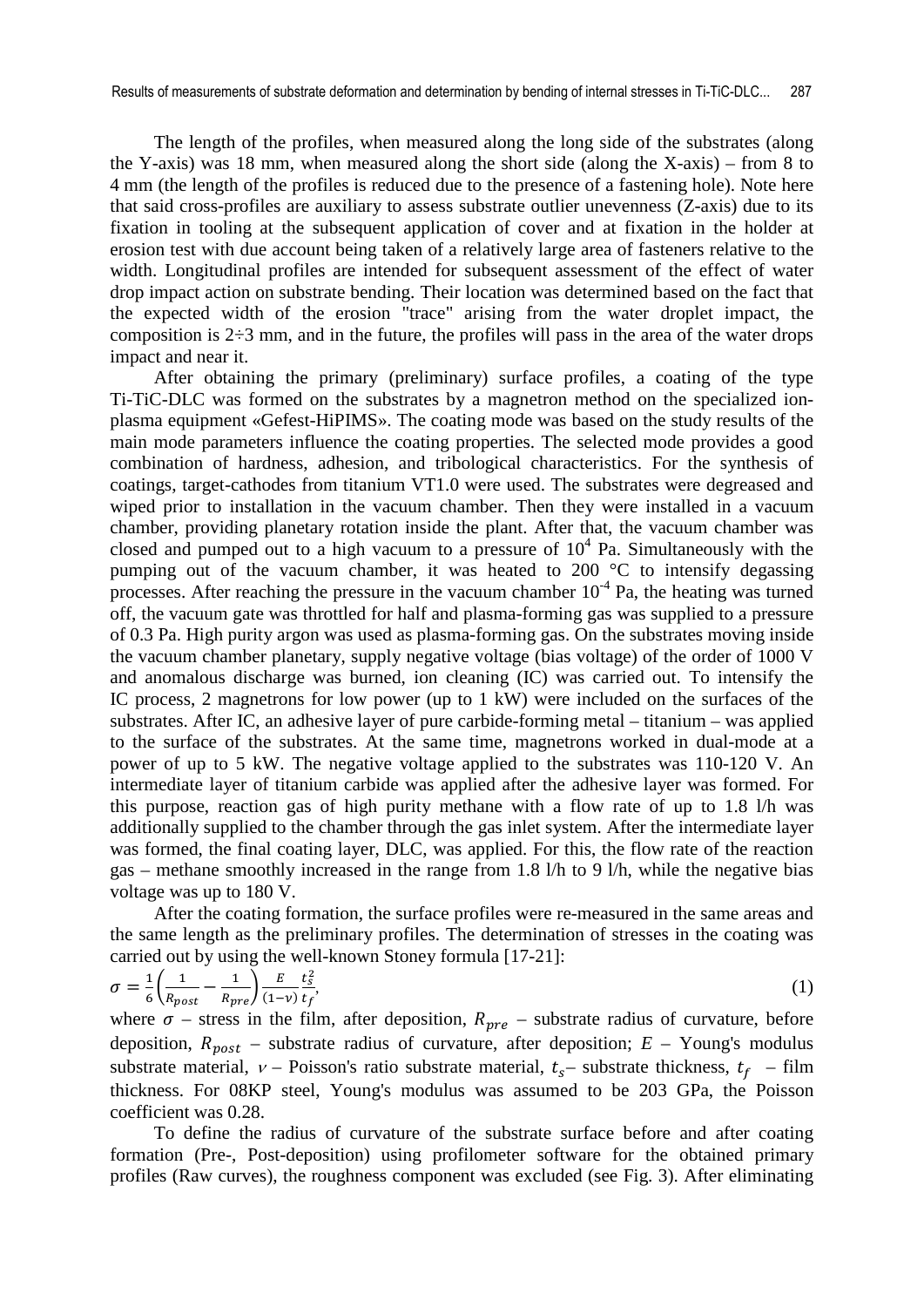The length of the profiles, when measured along the long side of the substrates (along the Y-axis) was 18 mm, when measured along the short side (along the X-axis) – from 8 to 4 mm (the length of the profiles is reduced due to the presence of a fastening hole). Note here that said cross-profiles are auxiliary to assess substrate outlier unevenness (Z-axis) due to its fixation in tooling at the subsequent application of cover and at fixation in the holder at erosion test with due account being taken of a relatively large area of fasteners relative to the width. Longitudinal profiles are intended for subsequent assessment of the effect of water drop impact action on substrate bending. Their location was determined based on the fact that the expected width of the erosion "trace" arising from the water droplet impact, the composition is 2÷3 mm, and in the future, the profiles will pass in the area of the water drops impact and near it.

After obtaining the primary (preliminary) surface profiles, a coating of the type Ti-TiC-DLC was formed on the substrates by a magnetron method on the specialized ion-plasma equipment «Gefest-HiPIMS». The coating mode was based on the study results of the main mode parameters influence the coating properties. The selected mode provides a good combination of hardness, adhesion, and tribological characteristics. For the synthesis of coatings, target-cathodes from titanium VT1.0 were used. The substrates were degreased and wiped prior to installation in the vacuum chamber. Then they were installed in a vacuum chamber, providing planetary rotation inside the plant. After that, the vacuum chamber was closed and pumped out to a high vacuum to a pressure of $10^4$ Pa. Simultaneously with the pumping out of the vacuum chamber, it was heated to 200 °C to intensify degassing processes. After reaching the pressure in the vacuum chamber $10^{-4}$ Pa, the heating was turned off, the vacuum gate was throttled for half and plasma-forming gas was supplied to a pressure of 0.3 Pa. High purity argon was used as plasma-forming gas. On the substrates moving inside the vacuum chamber planetary, supply negative voltage (bias voltage) of the order of 1000 V and anomalous discharge was burned, ion cleaning (IC) was carried out. To intensify the IC process, 2 magnetrons for low power (up to 1 kW) were included on the surfaces of the substrates. After IC, an adhesive layer of pure carbide-forming metal – titanium – was applied to the surface of the substrates. At the same time, magnetrons worked in dual-mode at a power of up to 5 kW. The negative voltage applied to the substrates was 110-120 V. An intermediate layer of titanium carbide was applied after the adhesive layer was formed. For this purpose, reaction gas of high purity methane with a flow rate of up to 1.8 l/h was additionally supplied to the chamber through the gas inlet system. After the intermediate layer was formed, the final coating layer, DLC, was applied. For this, the flow rate of the reaction gas – methane smoothly increased in the range from 1.8 l/h to 9 l/h, while the negative bias voltage was up to 180 V.

After the coating formation, the surface profiles were re-measured in the same areas and the same length as the preliminary profiles. The determination of stresses in the coating was carried out by using the well-known Stoney formula [17-21]:

$$\sigma = \frac{1}{6}\left(\frac{1}{R_{post}} - \frac{1}{R_{pre}}\right)\frac{E}{(1-\nu)}\frac{t_s^2}{t_f}, \tag{1}$$

where $\sigma$ – stress in the film, after deposition, $R_{pre}$ – substrate radius of curvature, before deposition, $R_{post}$ – substrate radius of curvature, after deposition; $E$ – Young's modulus substrate material, $\nu$ – Poisson's ratio substrate material, $t_s$ – substrate thickness, $t_f$ – film thickness. For 08KP steel, Young's modulus was assumed to be 203 GPa, the Poisson coefficient was 0.28.

To define the radius of curvature of the substrate surface before and after coating formation (Pre-, Post-deposition) using profilometer software for the obtained primary profiles (Raw curves), the roughness component was excluded (see Fig. 3). After eliminating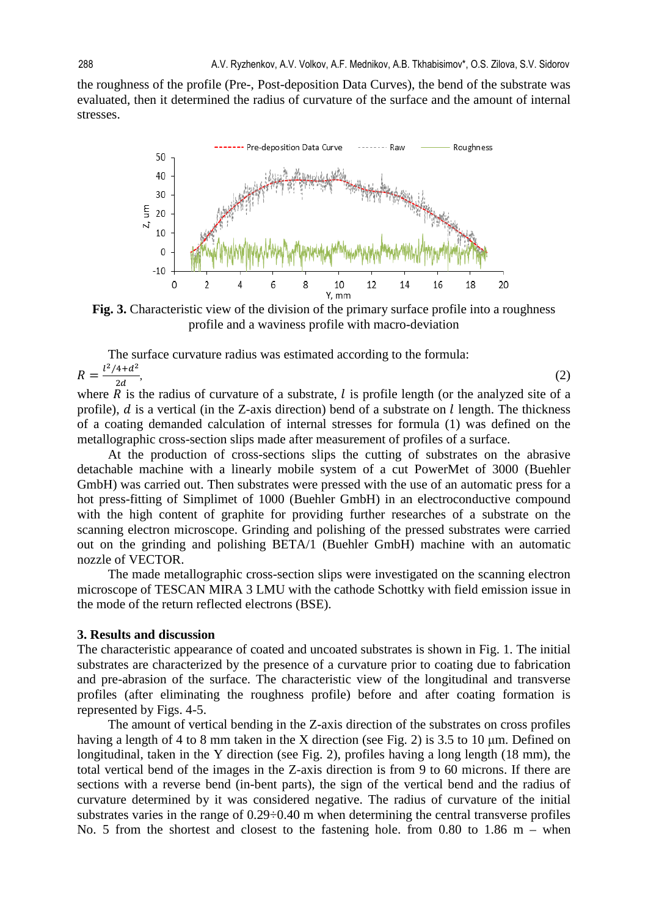the roughness of the profile (Pre-, Post-deposition Data Curves), the bend of the substrate was evaluated, then it determined the radius of curvature of the surface and the amount of internal stresses.

**Fig. 3.** Characteristic view of the division of the primary surface profile into a roughness profile and a waviness profile with macro-deviation

The surface curvature radius was estimated according to the formula:

$$R = \frac{l^2/4 + d^2}{2d}, \tag{2}$$

where $R$ is the radius of curvature of a substrate, $l$ is profile length (or the analyzed site of a profile), $d$ is a vertical (in the Z-axis direction) bend of a substrate on $l$ length. The thickness of a coating demanded calculation of internal stresses for formula (1) was defined on the metallographic cross-section slips made after measurement of profiles of a surface.

At the production of cross-sections slips the cutting of substrates on the abrasive detachable machine with a linearly mobile system of a cut PowerMet of 3000 (Buehler GmbH) was carried out. Then substrates were pressed with the use of an automatic press for a hot press-fitting of Simplimet of 1000 (Buehler GmbH) in an electroconductive compound with the high content of graphite for providing further researches of a substrate on the scanning electron microscope. Grinding and polishing of the pressed substrates were carried out on the grinding and polishing BETA/1 (Buehler GmbH) machine with an automatic nozzle of VECTOR.

The made metallographic cross-section slips were investigated on the scanning electron microscope of TESCAN MIRA 3 LMU with the cathode Schottky with field emission issue in the mode of the return reflected electrons (BSE).

## 3. Results and discussion

The characteristic appearance of coated and uncoated substrates is shown in Fig. 1. The initial substrates are characterized by the presence of a curvature prior to coating due to fabrication and pre-abrasion of the surface. The characteristic view of the longitudinal and transverse profiles (after eliminating the roughness profile) before and after coating formation is represented by Figs. 4-5.

The amount of vertical bending in the Z-axis direction of the substrates on cross profiles having a length of 4 to 8 mm taken in the X direction (see Fig. 2) is 3.5 to 10 μm. Defined on longitudinal, taken in the Y direction (see Fig. 2), profiles having a long length (18 mm), the total vertical bend of the images in the Z-axis direction is from 9 to 60 microns. If there are sections with a reverse bend (in-bent parts), the sign of the vertical bend and the radius of curvature determined by it was considered negative. The radius of curvature of the initial substrates varies in the range of 0.29÷0.40 m when determining the central transverse profiles No. 5 from the shortest and closest to the fastening hole. from 0.80 to 1.86 m – when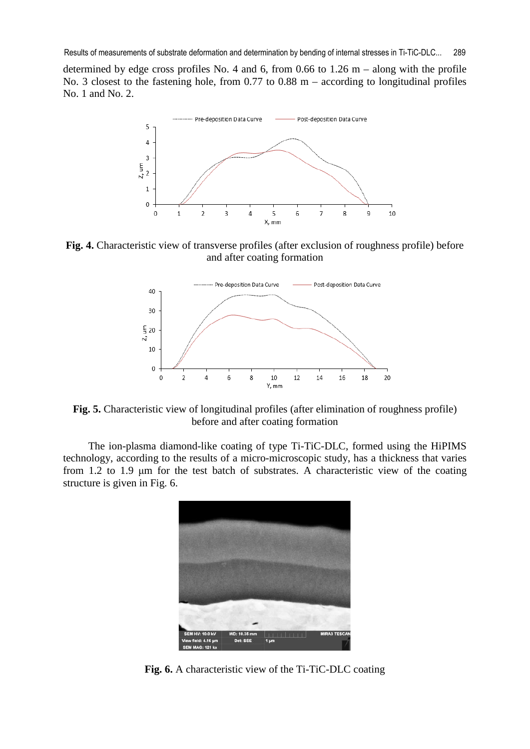determined by edge cross profiles No. 4 and 6, from 0.66 to 1.26 m – along with the profile No. 3 closest to the fastening hole, from 0.77 to 0.88 m – according to longitudinal profiles No. 1 and No. 2.

**Fig. 4.** Characteristic view of transverse profiles (after exclusion of roughness profile) before and after coating formation

**Fig. 5.** Characteristic view of longitudinal profiles (after elimination of roughness profile) before and after coating formation

The ion-plasma diamond-like coating of type Ti-TiC-DLC, formed using the HiPIMS technology, according to the results of a micro-microscopic study, has a thickness that varies from 1.2 to 1.9 μm for the test batch of substrates. A characteristic view of the coating structure is given in Fig. 6.

**Fig. 6.** A characteristic view of the Ti-TiC-DLC coating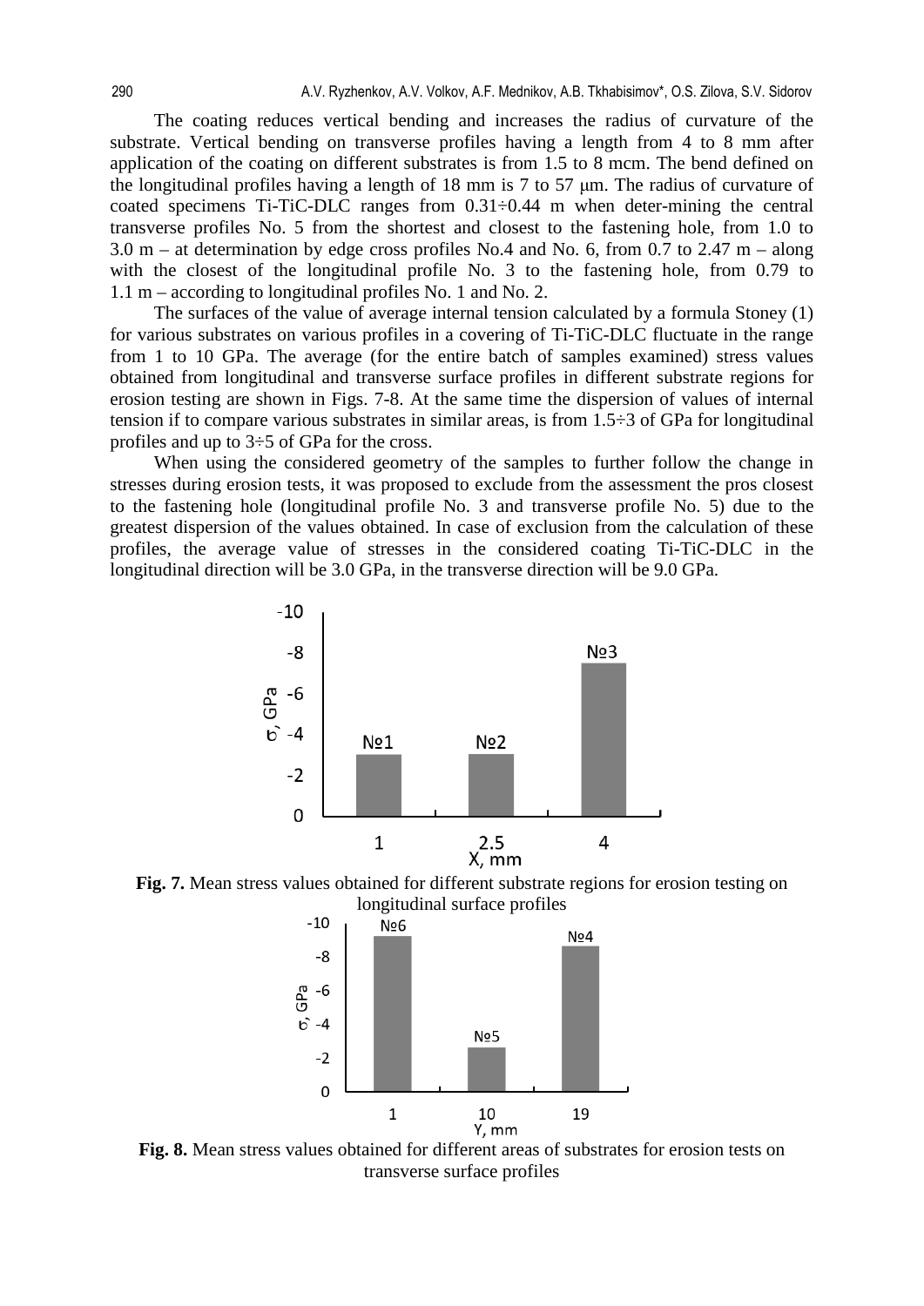The coating reduces vertical bending and increases the radius of curvature of the substrate. Vertical bending on transverse profiles having a length from 4 to 8 mm after application of the coating on different substrates is from 1.5 to 8 mcm. The bend defined on the longitudinal profiles having a length of 18 mm is 7 to 57 μm. The radius of curvature of coated specimens Ti-TiC-DLC ranges from 0.31÷0.44 m when deter-mining the central transverse profiles No. 5 from the shortest and closest to the fastening hole, from 1.0 to 3.0 m – at determination by edge cross profiles No.4 and No. 6, from 0.7 to 2.47 m – along with the closest of the longitudinal profile No. 3 to the fastening hole, from 0.79 to 1.1 m – according to longitudinal profiles No. 1 and No. 2.

The surfaces of the value of average internal tension calculated by a formula Stoney (1) for various substrates on various profiles in a covering of Ti-TiC-DLC fluctuate in the range from 1 to 10 GPa. The average (for the entire batch of samples examined) stress values obtained from longitudinal and transverse surface profiles in different substrate regions for erosion testing are shown in Figs. 7-8. At the same time the dispersion of values of internal tension if to compare various substrates in similar areas, is from 1.5÷3 of GPa for longitudinal profiles and up to 3÷5 of GPa for the cross.

When using the considered geometry of the samples to further follow the change in stresses during erosion tests, it was proposed to exclude from the assessment the pros closest to the fastening hole (longitudinal profile No. 3 and transverse profile No. 5) due to the greatest dispersion of the values obtained. In case of exclusion from the calculation of these profiles, the average value of stresses in the considered coating Ti-TiC-DLC in the longitudinal direction will be 3.0 GPa, in the transverse direction will be 9.0 GPa.

**Fig. 7.** Mean stress values obtained for different substrate regions for erosion testing on longitudinal surface profiles

**Fig. 8.** Mean stress values obtained for different areas of substrates for erosion tests on transverse surface profiles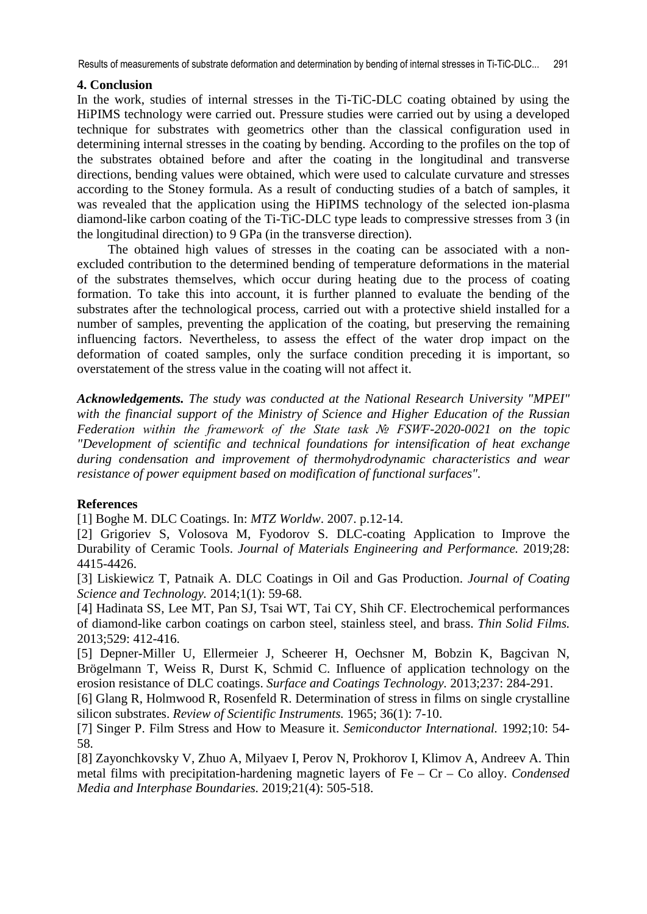## 4. Conclusion

In the work, studies of internal stresses in the Ti-TiC-DLC coating obtained by using the HiPIMS technology were carried out. Pressure studies were carried out by using a developed technique for substrates with geometrics other than the classical configuration used in determining internal stresses in the coating by bending. According to the profiles on the top of the substrates obtained before and after the coating in the longitudinal and transverse directions, bending values were obtained, which were used to calculate curvature and stresses according to the Stoney formula. As a result of conducting studies of a batch of samples, it was revealed that the application using the HiPIMS technology of the selected ion-plasma diamond-like carbon coating of the Ti-TiC-DLC type leads to compressive stresses from 3 (in the longitudinal direction) to 9 GPa (in the transverse direction).

The obtained high values of stresses in the coating can be associated with a non-excluded contribution to the determined bending of temperature deformations in the material of the substrates themselves, which occur during heating due to the process of coating formation. To take this into account, it is further planned to evaluate the bending of the substrates after the technological process, carried out with a protective shield installed for a number of samples, preventing the application of the coating, but preserving the remaining influencing factors. Nevertheless, to assess the effect of the water drop impact on the deformation of coated samples, only the surface condition preceding it is important, so overstatement of the stress value in the coating will not affect it.

***Acknowledgements.*** *The study was conducted at the National Research University "MPEI" with the financial support of the Ministry of Science and Higher Education of the Russian Federation within the framework of the State task № FSWF-2020-0021 on the topic "Development of scientific and technical foundations for intensification of heat exchange during condensation and improvement of thermohydrodynamic characteristics and wear resistance of power equipment based on modification of functional surfaces".*

## References

[1] Boghe M. DLC Coatings. In: *MTZ Worldw*. 2007. p.12-14.

[2] Grigoriev S, Volosova M, Fyodorov S. DLC-coating Application to Improve the Durability of Ceramic Tools. *Journal of Materials Engineering and Performance.* 2019;28: 4415-4426.

[3] Liskiewicz T, Patnaik A. DLC Coatings in Oil and Gas Production. *Journal of Coating Science and Technology.* 2014;1(1): 59-68.

[4] Hadinata SS, Lee MT, Pan SJ, Tsai WT, Tai CY, Shih CF. Electrochemical performances of diamond-like carbon coatings on carbon steel, stainless steel, and brass. *Thin Solid Films.* 2013;529: 412-416.

[5] Depner-Miller U, Ellermeier J, Scheerer H, Oechsner M, Bobzin K, Bagcivan N, Brögelmann T, Weiss R, Durst K, Schmid C. Influence of application technology on the erosion resistance of DLC coatings. *Surface and Coatings Technology.* 2013;237: 284-291.

[6] Glang R, Holmwood R, Rosenfeld R. Determination of stress in films on single crystalline silicon substrates. *Review of Scientific Instruments.* 1965; 36(1): 7-10.

[7] Singer P. Film Stress and How to Measure it. *Semiconductor International.* 1992;10: 54-58.

[8] Zayonchkovsky V, Zhuo A, Milyaev I, Perov N, Prokhorov I, Klimov A, Andreev A. Thin metal films with precipitation-hardening magnetic layers of Fe – Cr – Co alloy. *Condensed Media and Interphase Boundaries.* 2019;21(4): 505-518.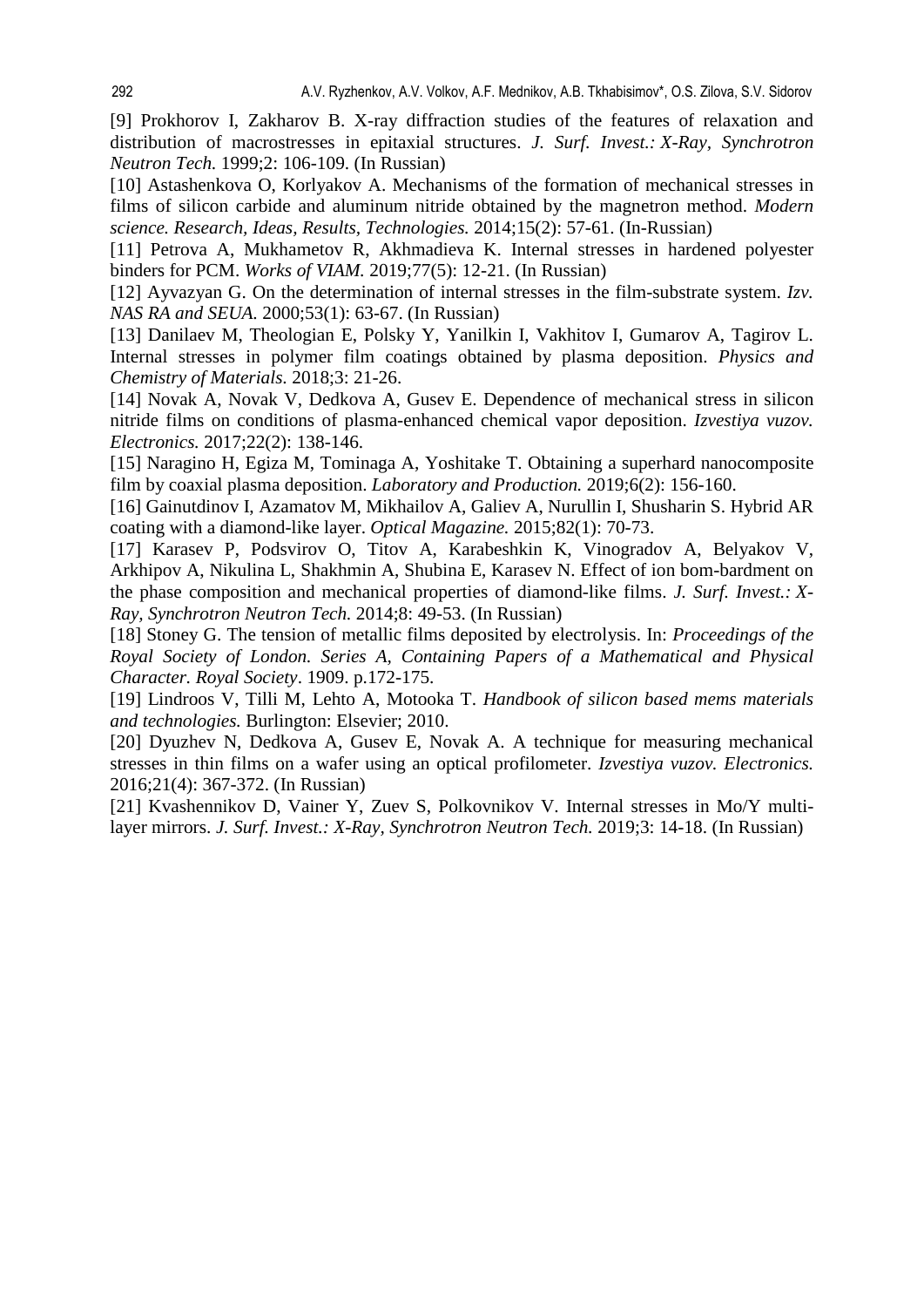[9] Prokhorov I, Zakharov B. X-ray diffraction studies of the features of relaxation and distribution of macrostresses in epitaxial structures. *J. Surf. Invest.: X-Ray, Synchrotron Neutron Tech.* 1999;2: 106-109. (In Russian)

[10] Astashenkova O, Korlyakov A. Mechanisms of the formation of mechanical stresses in films of silicon carbide and aluminum nitride obtained by the magnetron method. *Modern science. Research, Ideas, Results, Technologies.* 2014;15(2): 57-61. (In-Russian)

[11] Petrova A, Mukhametov R, Akhmadieva K. Internal stresses in hardened polyester binders for PCM. *Works of VIAM.* 2019;77(5): 12-21. (In Russian)

[12] Ayvazyan G. On the determination of internal stresses in the film-substrate system. *Izv. NAS RA and SEUA.* 2000;53(1): 63-67. (In Russian)

[13] Danilaev M, Theologian E, Polsky Y, Yanilkin I, Vakhitov I, Gumarov A, Tagirov L. Internal stresses in polymer film coatings obtained by plasma deposition. *Physics and Chemistry of Materials.* 2018;3: 21-26.

[14] Novak A, Novak V, Dedkova A, Gusev E. Dependence of mechanical stress in silicon nitride films on conditions of plasma-enhanced chemical vapor deposition. *Izvestiya vuzov. Electronics.* 2017;22(2): 138-146.

[15] Naragino H, Egiza M, Tominaga A, Yoshitake T. Obtaining a superhard nanocomposite film by coaxial plasma deposition. *Laboratory and Production.* 2019;6(2): 156-160.

[16] Gainutdinov I, Azamatov M, Mikhailov A, Galiev A, Nurullin I, Shusharin S. Hybrid AR coating with a diamond-like layer. *Optical Magazine.* 2015;82(1): 70-73.

[17] Karasev P, Podsvirov O, Titov A, Karabeshkin K, Vinogradov A, Belyakov V, Arkhipov A, Nikulina L, Shakhmin A, Shubina E, Karasev N. Effect of ion bom-bardment on the phase composition and mechanical properties of diamond-like films. *J. Surf. Invest.: X-Ray, Synchrotron Neutron Tech.* 2014;8: 49-53. (In Russian)

[18] Stoney G. The tension of metallic films deposited by electrolysis. In: *Proceedings of the Royal Society of London. Series A, Containing Papers of a Mathematical and Physical Character. Royal Society*. 1909. p.172-175.

[19] Lindroos V, Tilli M, Lehto A, Motooka T. *Handbook of silicon based mems materials and technologies.* Burlington: Elsevier; 2010.

[20] Dyuzhev N, Dedkova A, Gusev E, Novak A. A technique for measuring mechanical stresses in thin films on a wafer using an optical profilometer. *Izvestiya vuzov. Electronics.* 2016;21(4): 367-372. (In Russian)

[21] Kvashennikov D, Vainer Y, Zuev S, Polkovnikov V. Internal stresses in Mo/Y multi-layer mirrors. *J. Surf. Invest.: X-Ray, Synchrotron Neutron Tech.* 2019;3: 14-18. (In Russian)